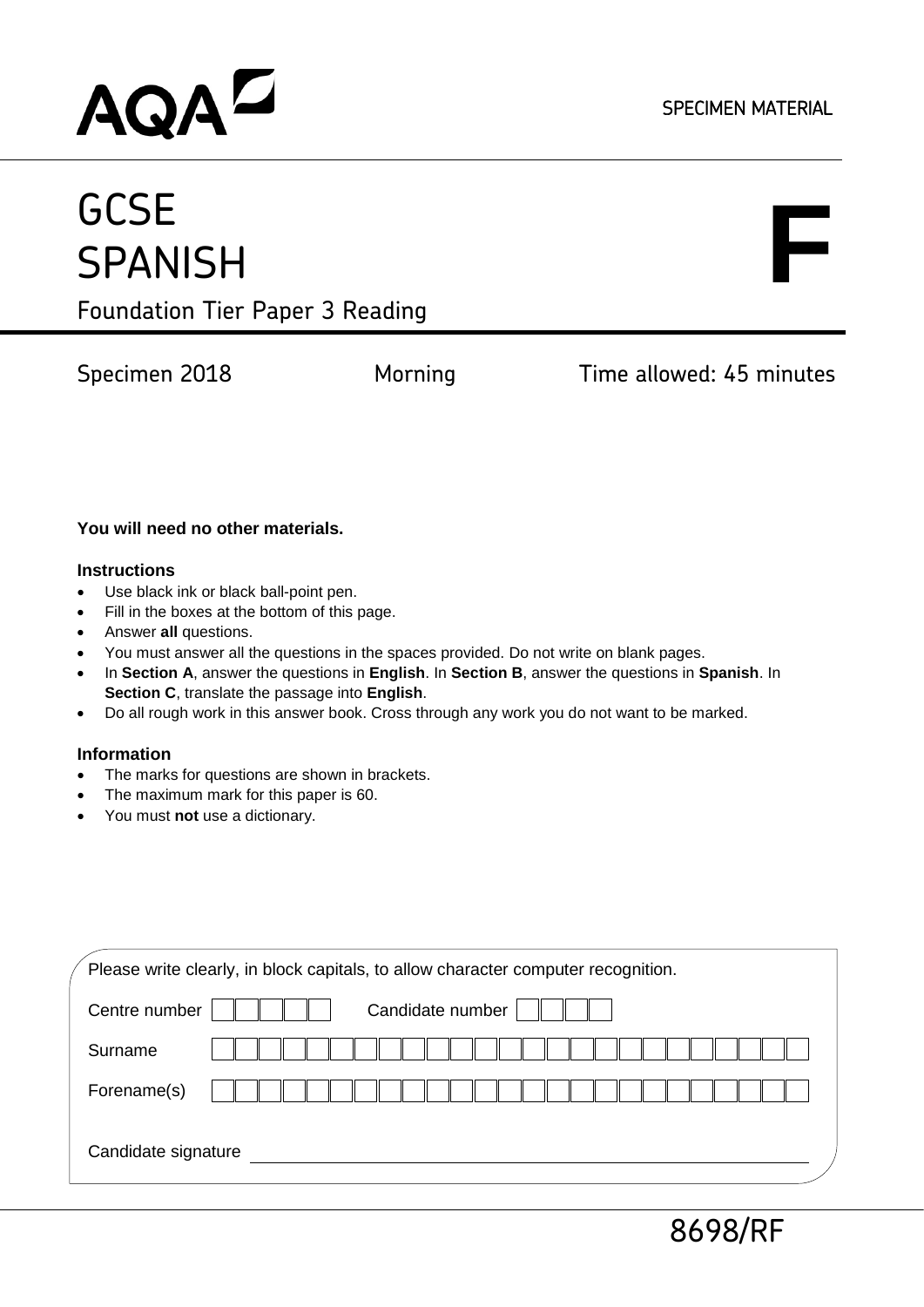AQA

SPECIMEN MATERIAL

# GCSE SPANISH

**F**

## Foundation Tier Paper 3 Reading

Specimen 2018 Morning Time allowed: 45 minutes

**You will need no other materials.**

**Instructions**

- Use black ink or black ball-point pen.
- Fill in the boxes at the bottom of this page.
- Answer **all** questions.
- You must answer all the questions in the spaces provided. Do not write on blank pages.
- In **Section A**, answer the questions in **English**. In **Section B**, answer the questions in **Spanish**. In **Section C**, translate the passage into **English**.
- Do all rough work in this answer book. Cross through any work you do not want to be marked.

**Information**

- The marks for questions are shown in brackets.
- The maximum mark for this paper is 60.
- You must **not** use a dictionary.

Please write clearly, in block capitals, to allow character computer recognition.

Centre number Candidate number

Surname

Forename(s)

Candidate signature

8698/RF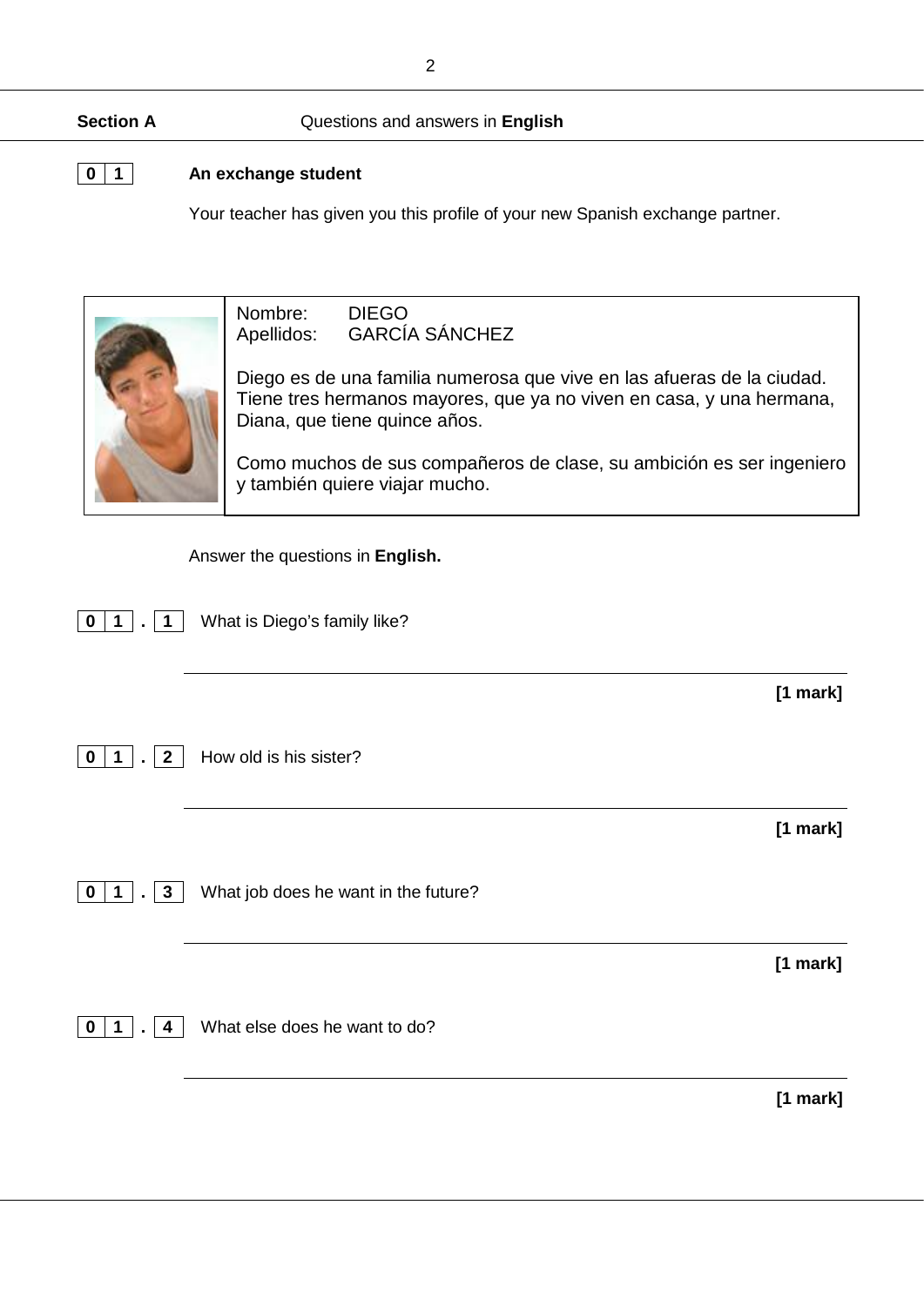**Section A** Questions and answers in **English**

## 0 1 An exchange student

Your teacher has given you this profile of your new Spanish exchange partner.

Nombre: DIEGO
Apellidos: GARCÍA SÁNCHEZ

Diego es de una familia numerosa que vive en las afueras de la ciudad. Tiene tres hermanos mayores, que ya no viven en casa, y una hermana, Diana, que tiene quince años.

Como muchos de sus compañeros de clase, su ambición es ser ingeniero y también quiere viajar mucho.

Answer the questions in **English.**

**0 1 . 1** What is Diego's family like?

______________________________________________

**[1 mark]**

**0 1 . 2** How old is his sister?

______________________________________________

**[1 mark]**

**0 1 . 3** What job does he want in the future?

______________________________________________

**[1 mark]**

**0 1 . 4** What else does he want to do?

______________________________________________

**[1 mark]**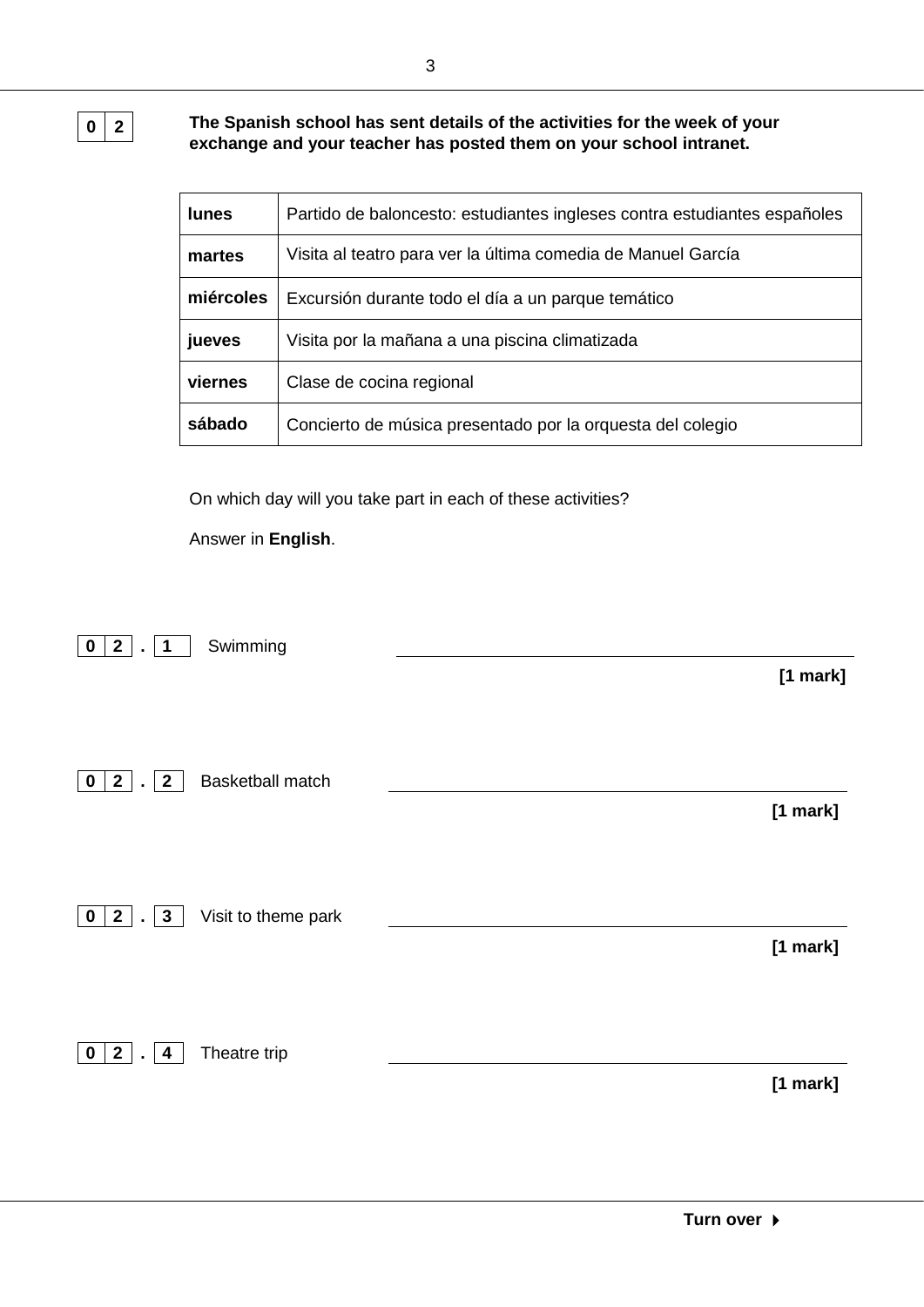**0 2** **The Spanish school has sent details of the activities for the week of your exchange and your teacher has posted them on your school intranet.**

| **lunes** | Partido de baloncesto: estudiantes ingleses contra estudiantes españoles |
|---|---|
| **martes** | Visita al teatro para ver la última comedia de Manuel García |
| **miércoles** | Excursión durante todo el día a un parque temático |
| **jueves** | Visita por la mañana a una piscina climatizada |
| **viernes** | Clase de cocina regional |
| **sábado** | Concierto de música presentado por la orquesta del colegio |

On which day will you take part in each of these activities?

Answer in **English**.

**0 2 . 1** Swimming ____________________

**[1 mark]**

**0 2 . 2** Basketball match ____________________

**[1 mark]**

**0 2 . 3** Visit to theme park ____________________

**[1 mark]**

**0 2 . 4** Theatre trip ____________________

**[1 mark]**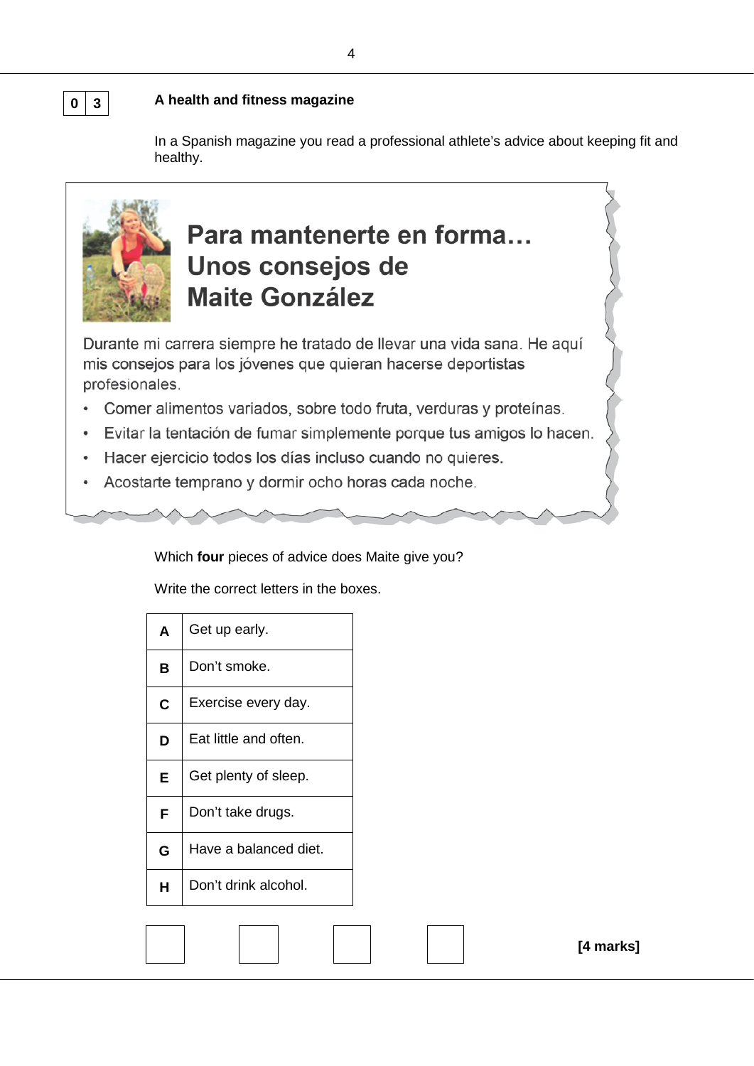**0 3** **A health and fitness magazine**

In a Spanish magazine you read a professional athlete's advice about keeping fit and healthy.

## Para mantenerte en forma… Unos consejos de Maite González

Durante mi carrera siempre he tratado de llevar una vida sana. He aquí mis consejos para los jóvenes que quieran hacerse deportistas profesionales.

- Comer alimentos variados, sobre todo fruta, verduras y proteínas.
- Evitar la tentación de fumar simplemente porque tus amigos lo hacen.
- Hacer ejercicio todos los días incluso cuando no quieres.
- Acostarte temprano y dormir ocho horas cada noche.

Which **four** pieces of advice does Maite give you?

Write the correct letters in the boxes.

| | |
|---|---|
| **A** | Get up early. |
| **B** | Don't smoke. |
| **C** | Exercise every day. |
| **D** | Eat little and often. |
| **E** | Get plenty of sleep. |
| **F** | Don't take drugs. |
| **G** | Have a balanced diet. |
| **H** | Don't drink alcohol. |

[ ] [ ] [ ] [ ]

**[4 marks]**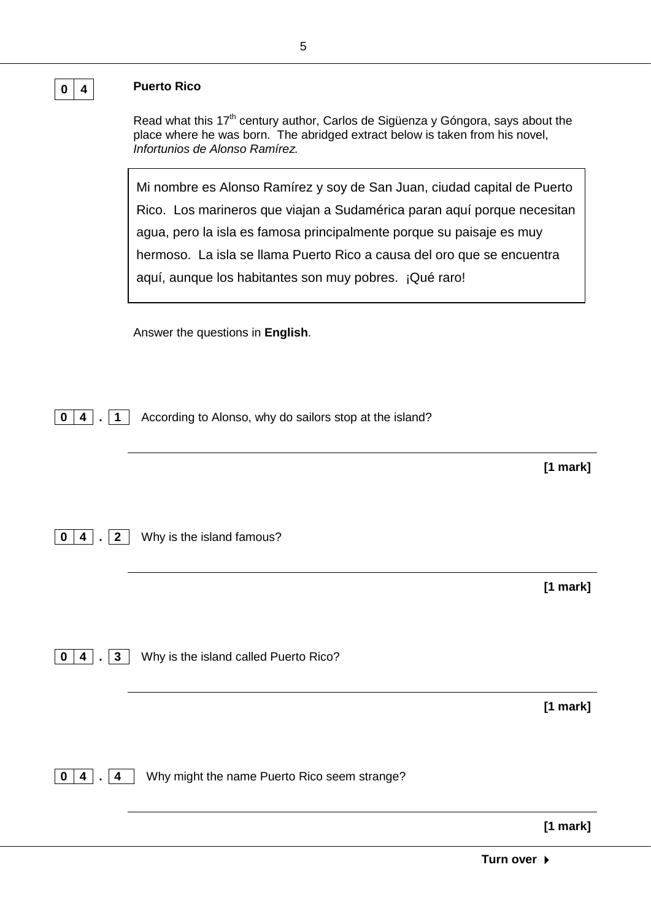**0 4** **Puerto Rico**

Read what this 17th century author, Carlos de Sigüenza y Góngora, says about the place where he was born. The abridged extract below is taken from his novel, *Infortunios de Alonso Ramírez.*

> Mi nombre es Alonso Ramírez y soy de San Juan, ciudad capital de Puerto Rico. Los marineros que viajan a Sudamérica paran aquí porque necesitan agua, pero la isla es famosa principalmente porque su paisaje es muy hermoso. La isla se llama Puerto Rico a causa del oro que se encuentra aquí, aunque los habitantes son muy pobres. ¡Qué raro!

Answer the questions in **English**.

**0 4 . 1** According to Alonso, why do sailors stop at the island?

______________________________________________

**[1 mark]**

**0 4 . 2** Why is the island famous?

______________________________________________

**[1 mark]**

**0 4 . 3** Why is the island called Puerto Rico?

______________________________________________

**[1 mark]**

**0 4 . 4** Why might the name Puerto Rico seem strange?

______________________________________________

**[1 mark]**

**Turn over ▶**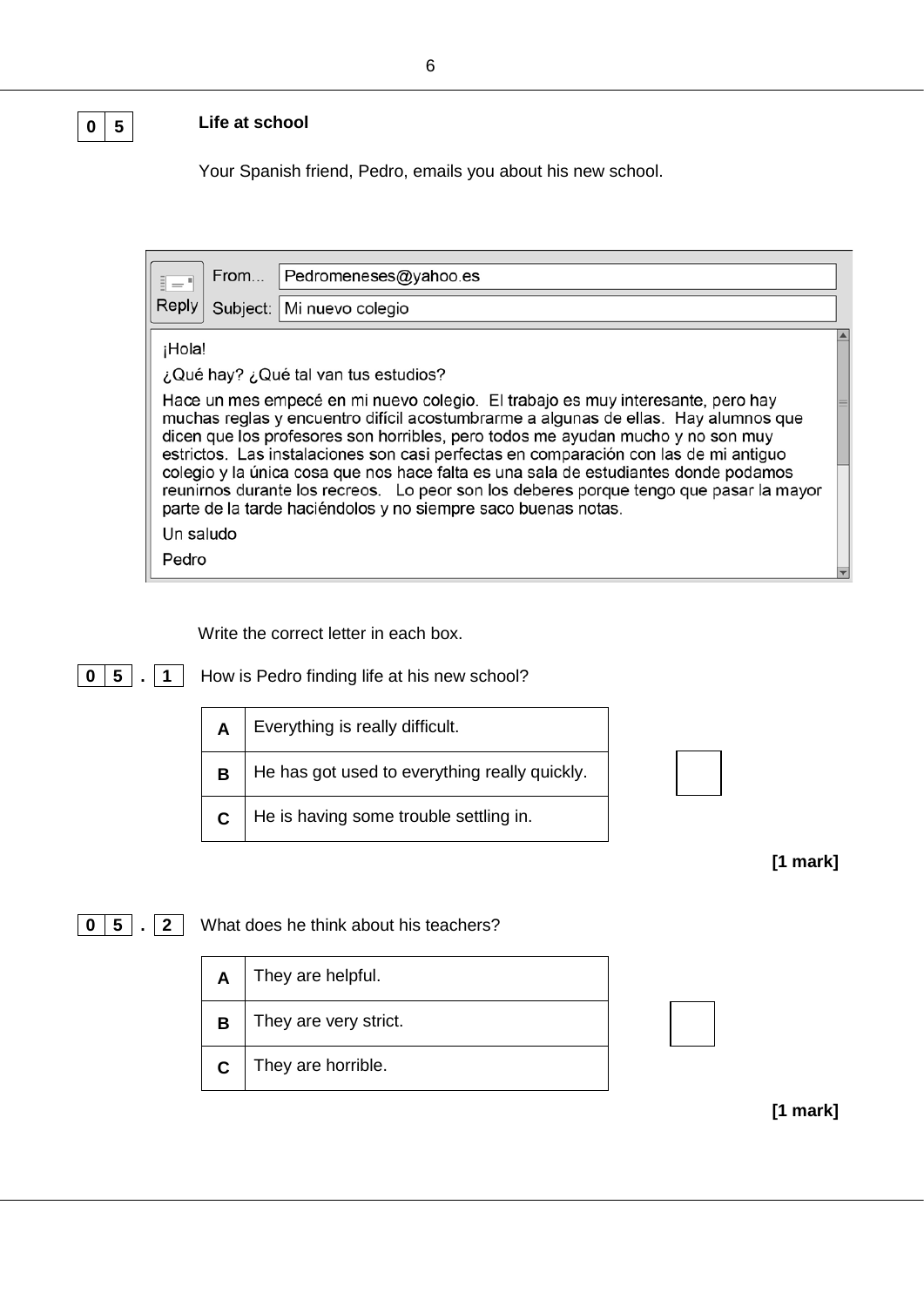## 0 5 Life at school

Your Spanish friend, Pedro, emails you about his new school.

From... Pedromeneses@yahoo.es

Subject: Mi nuevo colegio

¡Hola!

¿Qué hay? ¿Qué tal van tus estudios?

Hace un mes empecé en mi nuevo colegio. El trabajo es muy interesante, pero hay muchas reglas y encuentro difícil acostumbrarme a algunas de ellas. Hay alumnos que dicen que los profesores son horribles, pero todos me ayudan mucho y no son muy estrictos. Las instalaciones son casi perfectas en comparación con las de mi antiguo colegio y la única cosa que nos hace falta es una sala de estudiantes donde podamos reunirnos durante los recreos. Lo peor son los deberes porque tengo que pasar la mayor parte de la tarde haciéndolos y no siempre saco buenas notas.

Un saludo

Pedro

Write the correct letter in each box.

**0 5 . 1** How is Pedro finding life at his new school?

| | |
|---|---|
| **A** | Everything is really difficult. |
| **B** | He has got used to everything really quickly. |
| **C** | He is having some trouble settling in. |

**[1 mark]**

**0 5 . 2** What does he think about his teachers?

| | |
|---|---|
| **A** | They are helpful. |
| **B** | They are very strict. |
| **C** | They are horrible. |

**[1 mark]**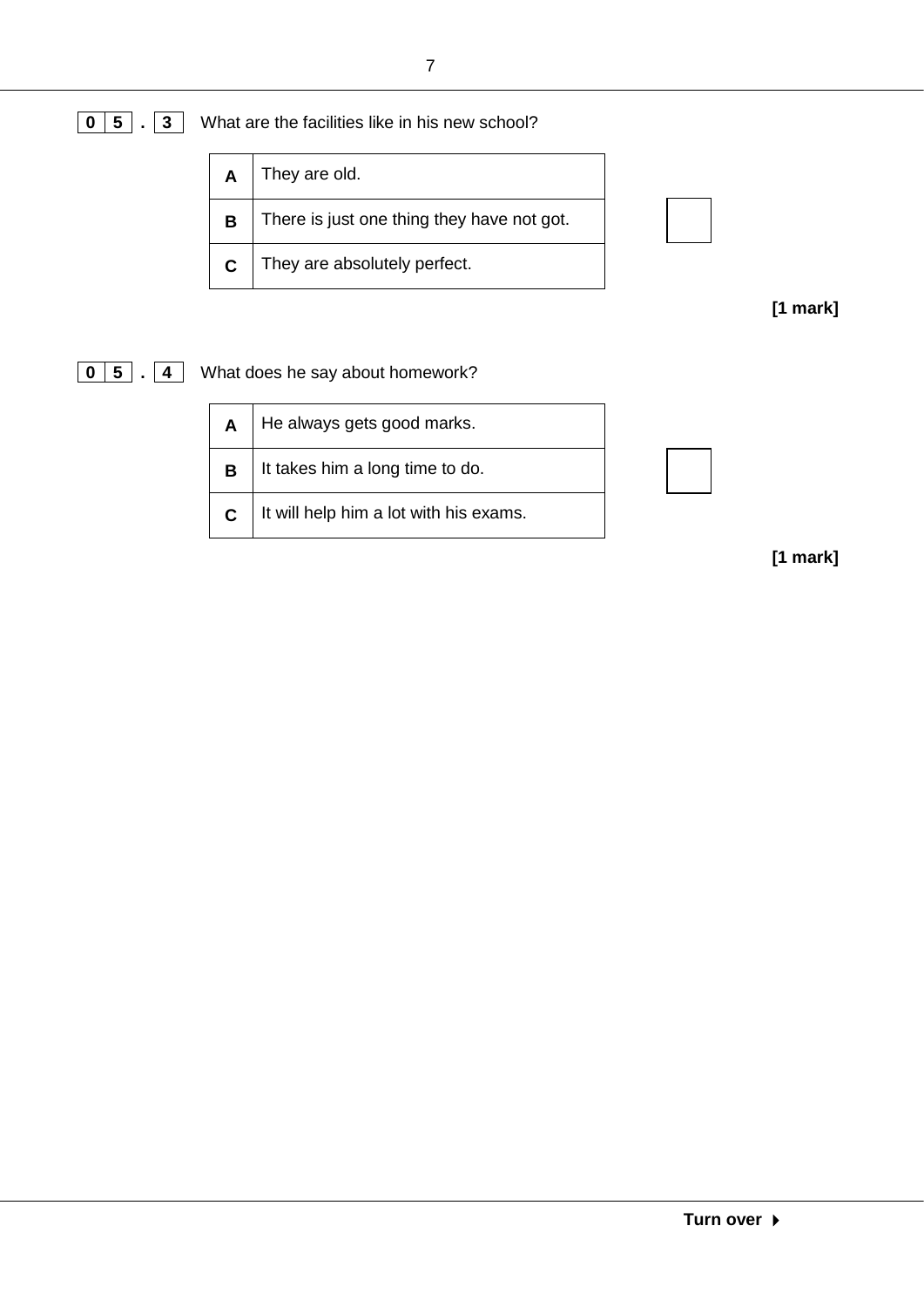**0 5 . 3** What are the facilities like in his new school?

| | |
|---|---|
| **A** | They are old. |
| **B** | There is just one thing they have not got. |
| **C** | They are absolutely perfect. |

**[1 mark]**

**0 5 . 4** What does he say about homework?

| | |
|---|---|
| **A** | He always gets good marks. |
| **B** | It takes him a long time to do. |
| **C** | It will help him a lot with his exams. |

**[1 mark]**

**Turn over ▶**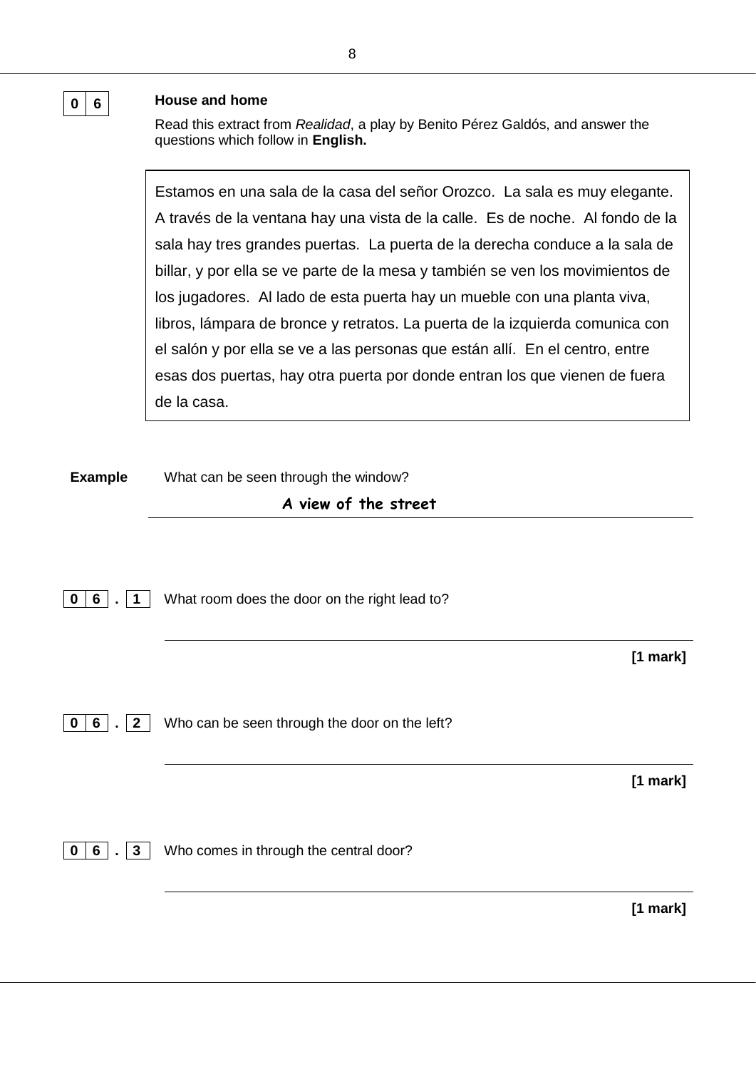**0 6** **House and home**

Read this extract from *Realidad*, a play by Benito Pérez Galdós, and answer the questions which follow in **English.**

> Estamos en una sala de la casa del señor Orozco. La sala es muy elegante. A través de la ventana hay una vista de la calle. Es de noche. Al fondo de la sala hay tres grandes puertas. La puerta de la derecha conduce a la sala de billar, y por ella se ve parte de la mesa y también se ven los movimientos de los jugadores. Al lado de esta puerta hay un mueble con una planta viva, libros, lámpara de bronce y retratos. La puerta de la izquierda comunica con el salón y por ella se ve a las personas que están allí. En el centro, entre esas dos puertas, hay otra puerta por donde entran los que vienen de fuera de la casa.

**Example** What can be seen through the window?

**A view of the street**

---

**0 6 . 1** What room does the door on the right lead to?

_______________________________________________

**[1 mark]**

**0 6 . 2** Who can be seen through the door on the left?

_______________________________________________

**[1 mark]**

**0 6 . 3** Who comes in through the central door?

_______________________________________________

**[1 mark]**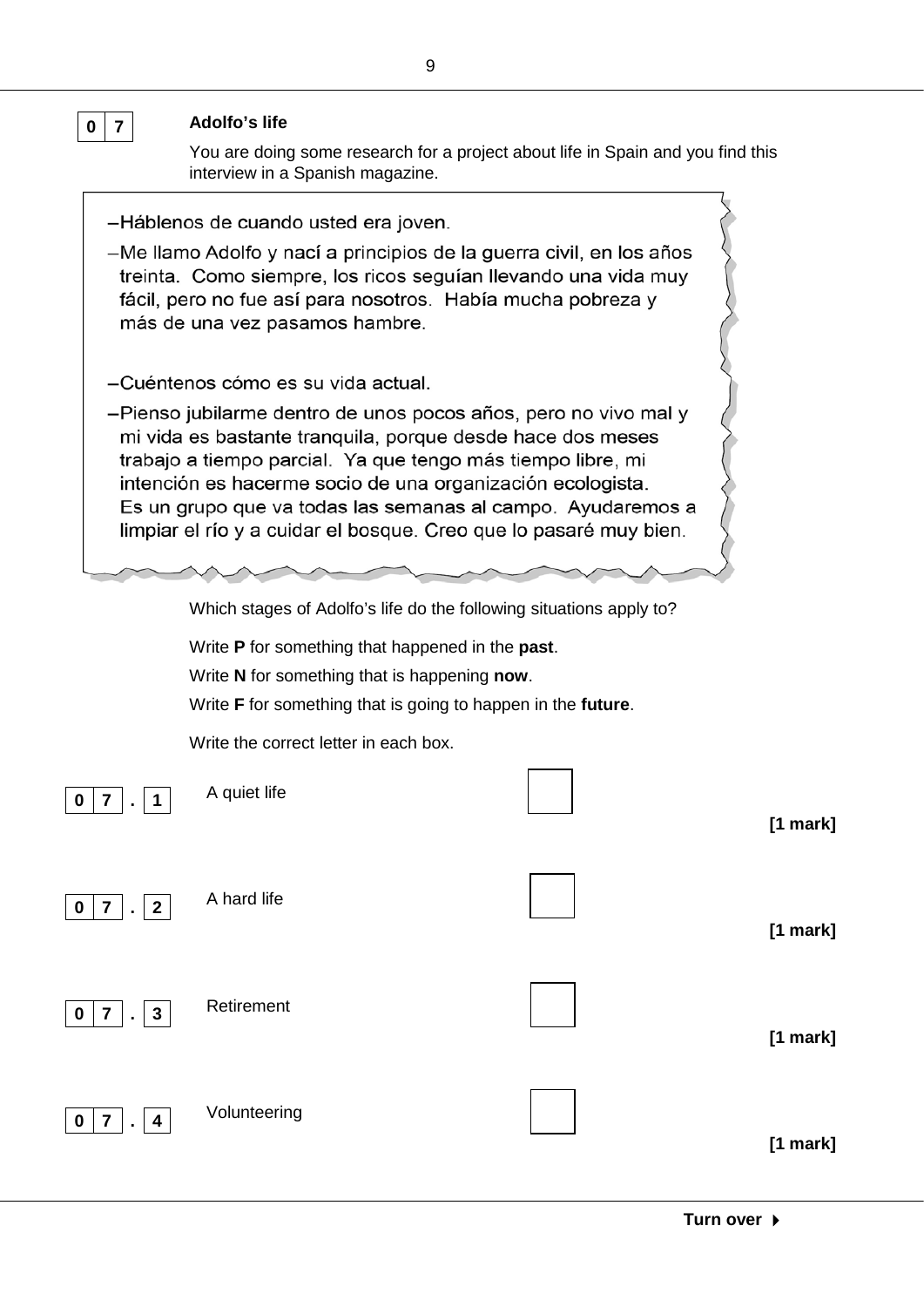**0 7** **Adolfo's life**

You are doing some research for a project about life in Spain and you find this interview in a Spanish magazine.

> –Háblenos de cuando usted era joven.
>
> –Me llamo Adolfo y nací a principios de la guerra civil, en los años treinta. Como siempre, los ricos seguían llevando una vida muy fácil, pero no fue así para nosotros. Había mucha pobreza y más de una vez pasamos hambre.
>
> –Cuéntenos cómo es su vida actual.
>
> –Pienso jubilarme dentro de unos pocos años, pero no vivo mal y mi vida es bastante tranquila, porque desde hace dos meses trabajo a tiempo parcial. Ya que tengo más tiempo libre, mi intención es hacerme socio de una organización ecologista. Es un grupo que va todas las semanas al campo. Ayudaremos a limpiar el río y a cuidar el bosque. Creo que lo pasaré muy bien.

Which stages of Adolfo's life do the following situations apply to?

Write **P** for something that happened in the **past**.

Write **N** for something that is happening **now**.

Write **F** for something that is going to happen in the **future**.

Write the correct letter in each box.

**0 7 . 1** A quiet life ☐ **[1 mark]**

**0 7 . 2** A hard life ☐ **[1 mark]**

**0 7 . 3** Retirement ☐ **[1 mark]**

**0 7 . 4** Volunteering ☐ **[1 mark]**

**Turn over ▶**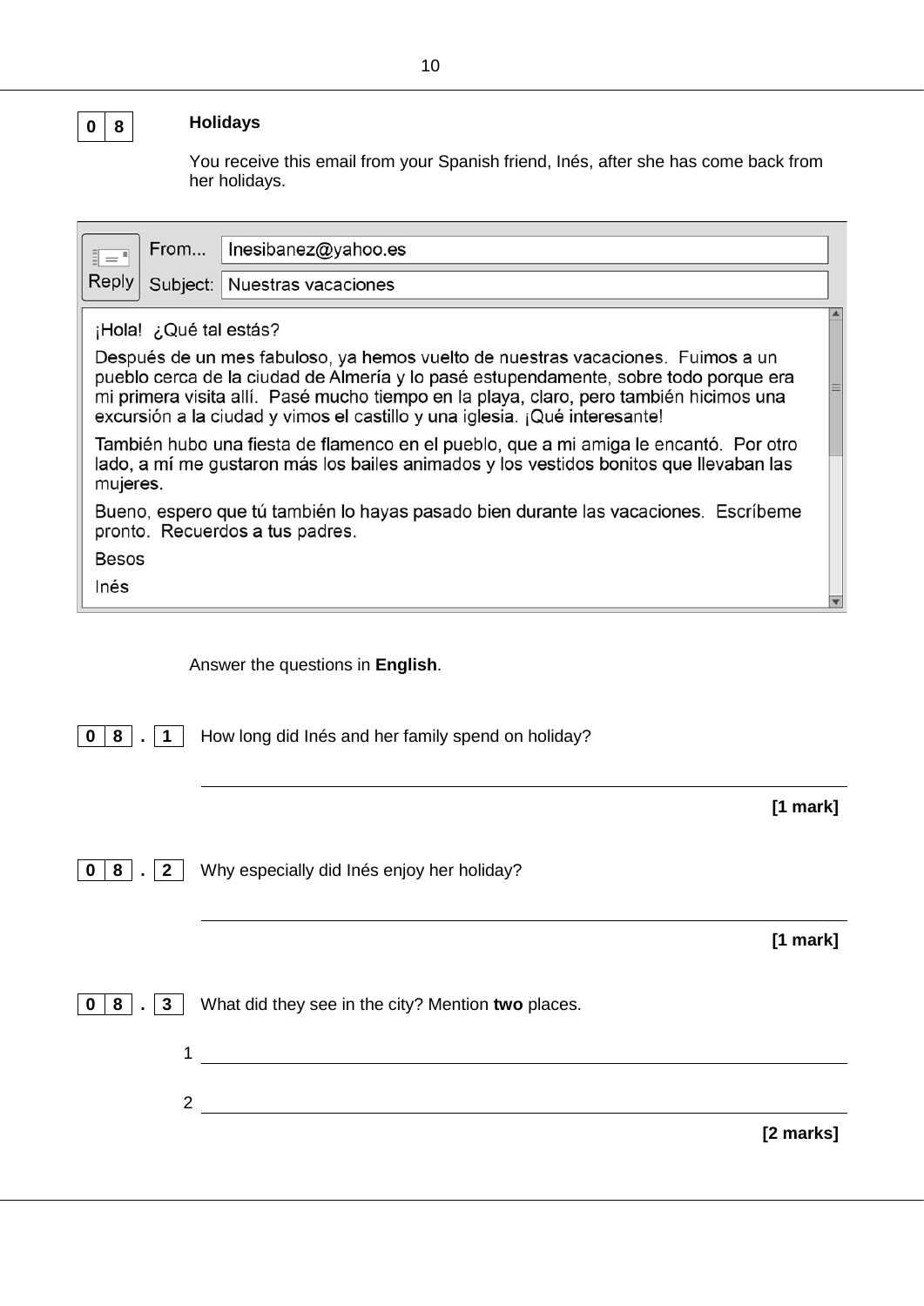**0 8** **Holidays**

You receive this email from your Spanish friend, Inés, after she has come back from her holidays.

From... Inesibanez@yahoo.es

Subject: Nuestras vacaciones

¡Hola! ¿Qué tal estás?

Después de un mes fabuloso, ya hemos vuelto de nuestras vacaciones. Fuimos a un pueblo cerca de la ciudad de Almería y lo pasé estupendamente, sobre todo porque era mi primera visita allí. Pasé mucho tiempo en la playa, claro, pero también hicimos una excursión a la ciudad y vimos el castillo y una iglesia. ¡Qué interesante!

También hubo una fiesta de flamenco en el pueblo, que a mi amiga le encantó. Por otro lado, a mí me gustaron más los bailes animados y los vestidos bonitos que llevaban las mujeres.

Bueno, espero que tú también lo hayas pasado bien durante las vacaciones. Escríbeme pronto. Recuerdos a tus padres.

Besos

Inés

Answer the questions in **English**.

**0 8 . 1** How long did Inés and her family spend on holiday?

______________________________

**[1 mark]**

**0 8 . 2** Why especially did Inés enjoy her holiday?

______________________________

**[1 mark]**

**0 8 . 3** What did they see in the city? Mention **two** places.

1 ______________________________

2 ______________________________

**[2 marks]**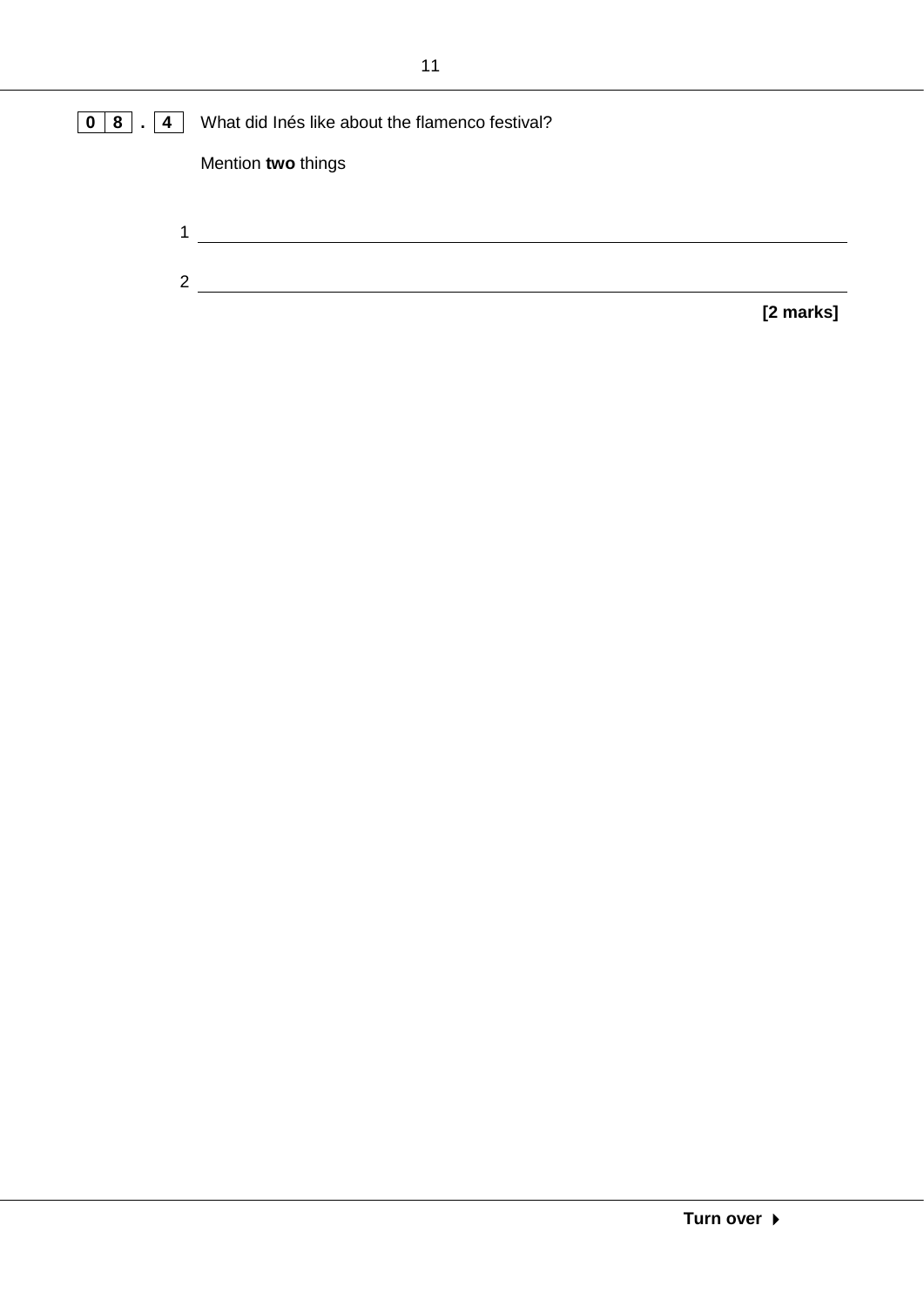**0 8 . 4** What did Inés like about the flamenco festival?

Mention **two** things

1 ______________________________________________

2 ______________________________________________

**[2 marks]**

**Turn over ►**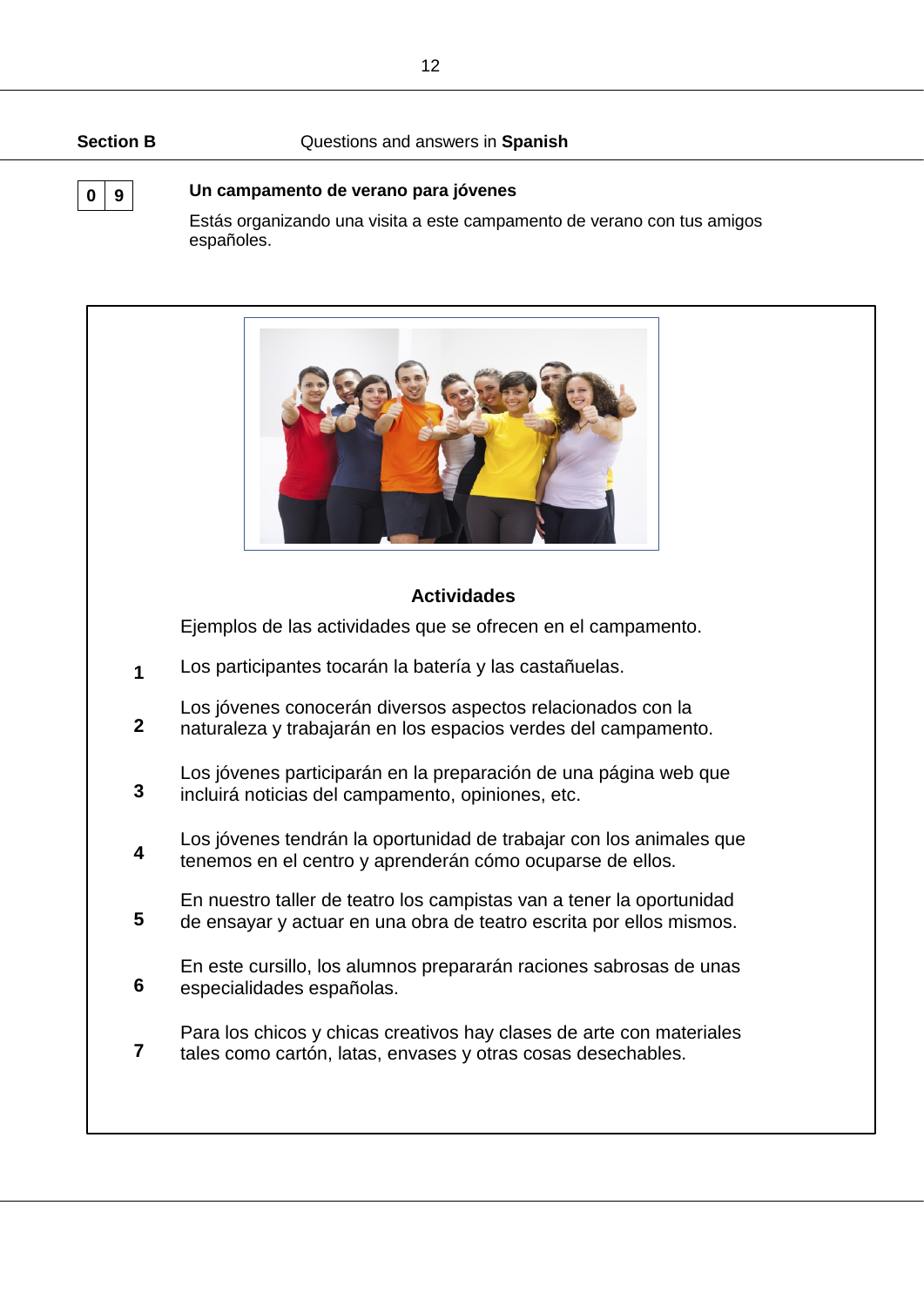**Section B** Questions and answers in **Spanish**

**0 9** **Un campamento de verano para jóvenes**

Estás organizando una visita a este campamento de verano con tus amigos españoles.

**Actividades**

Ejemplos de las actividades que se ofrecen en el campamento.

1. Los participantes tocarán la batería y las castañuelas.
2. Los jóvenes conocerán diversos aspectos relacionados con la naturaleza y trabajarán en los espacios verdes del campamento.
3. Los jóvenes participarán en la preparación de una página web que incluirá noticias del campamento, opiniones, etc.
4. Los jóvenes tendrán la oportunidad de trabajar con los animales que tenemos en el centro y aprenderán cómo ocuparse de ellos.
5. En nuestro taller de teatro los campistas van a tener la oportunidad de ensayar y actuar en una obra de teatro escrita por ellos mismos.
6. En este cursillo, los alumnos prepararán raciones sabrosas de unas especialidades españolas.
7. Para los chicos y chicas creativos hay clases de arte con materiales tales como cartón, latas, envases y otras cosas desechables.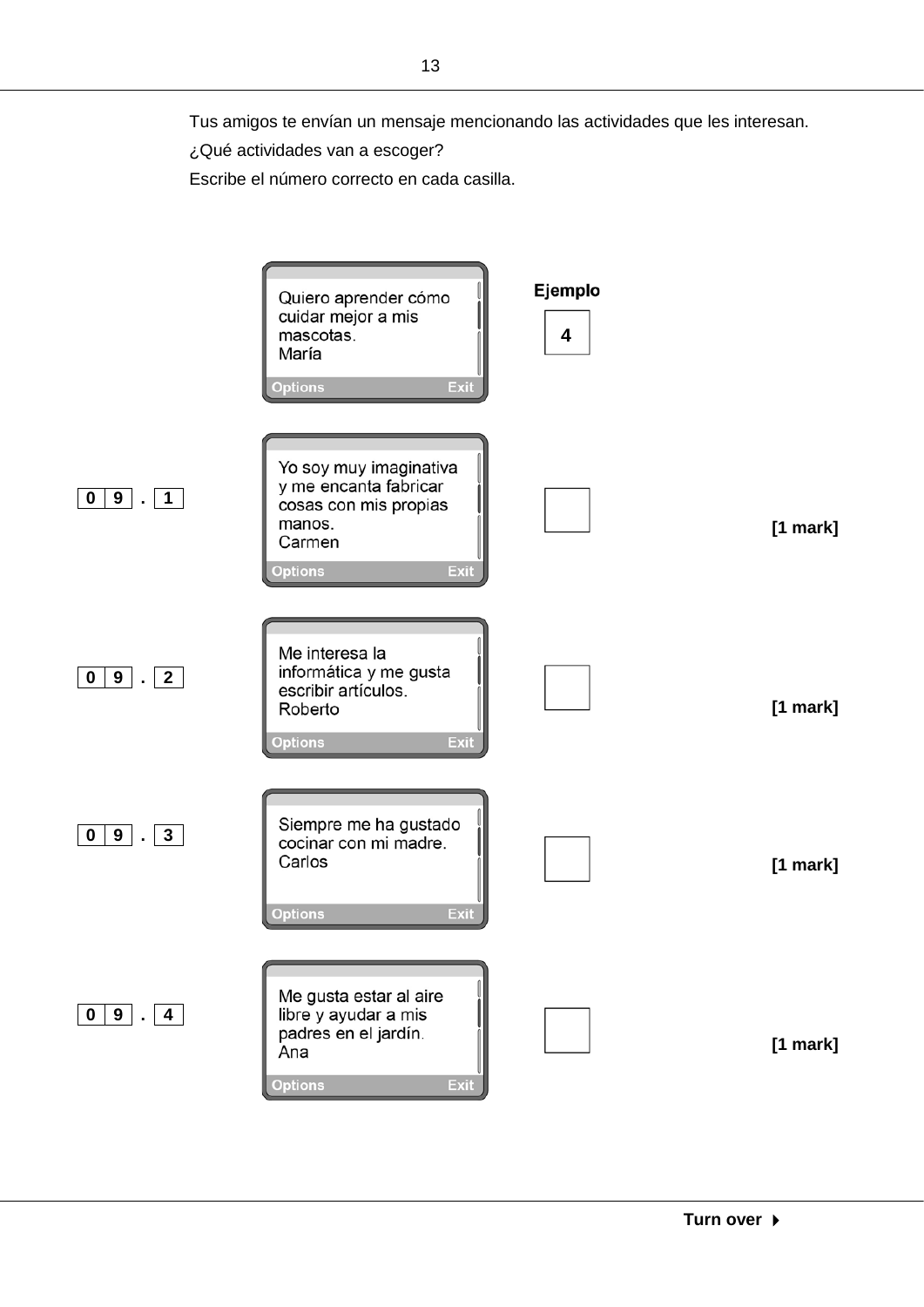Tus amigos te envían un mensaje mencionando las actividades que les interesan.

¿Qué actividades van a escoger?

Escribe el número correcto en cada casilla.

**Ejemplo**

Quiero aprender cómo cuidar mejor a mis mascotas.
María

Options Exit

**4**

---

**0 9 . 1**

Yo soy muy imaginativa y me encanta fabricar cosas con mis propias manos.
Carmen

Options Exit

[ ]

**[1 mark]**

---

**0 9 . 2**

Me interesa la informática y me gusta escribir artículos.
Roberto

Options Exit

[ ]

**[1 mark]**

---

**0 9 . 3**

Siempre me ha gustado cocinar con mi madre.
Carlos

Options Exit

[ ]

**[1 mark]**

---

**0 9 . 4**

Me gusta estar al aire libre y ayudar a mis padres en el jardín.
Ana

Options Exit

[ ]

**[1 mark]**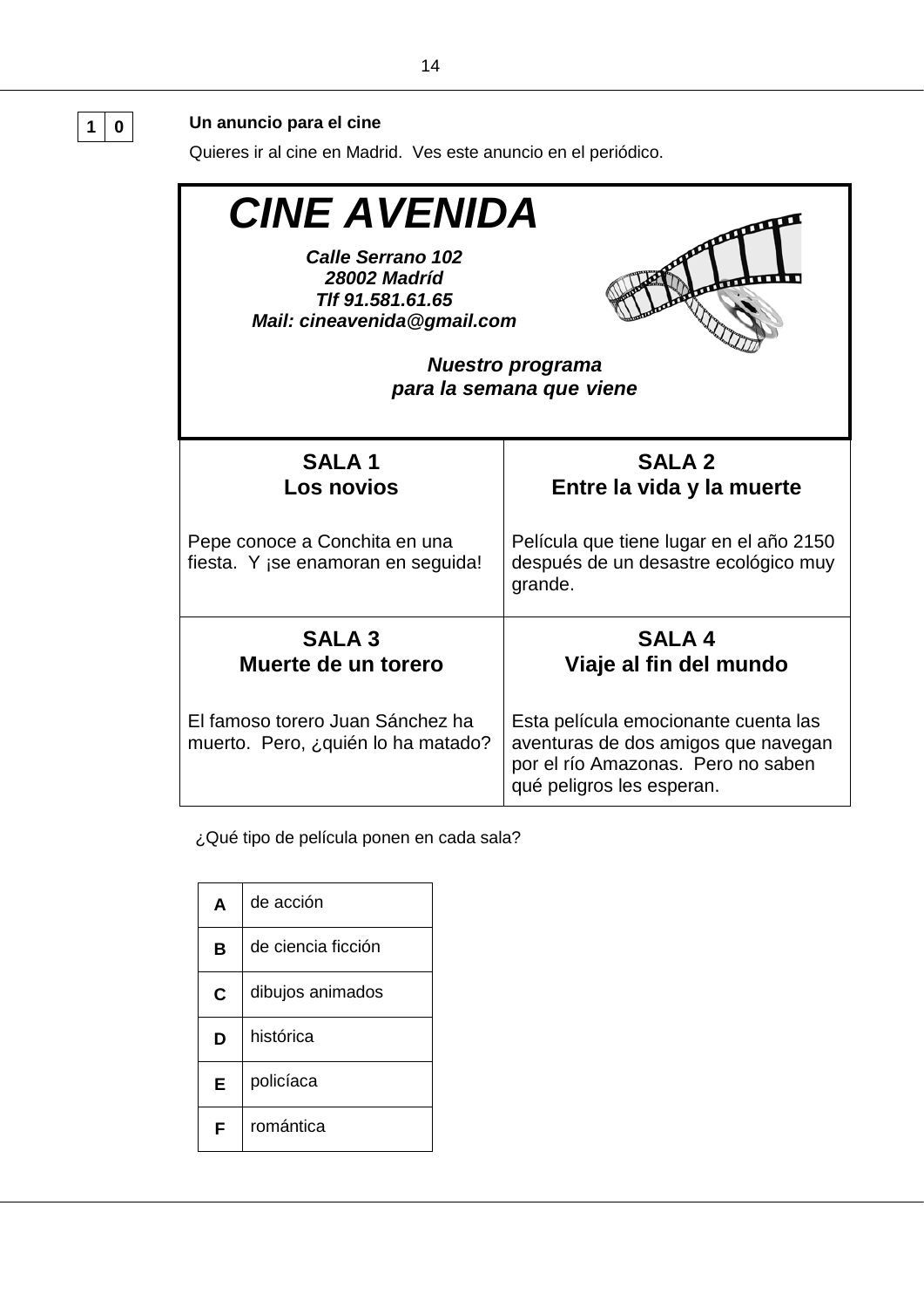**1 0** **Un anuncio para el cine**

Quieres ir al cine en Madrid. Ves este anuncio en el periódico.

## *CINE AVENIDA*

***Calle Serrano 102***
***28002 Madríd***
***Tlf 91.581.61.65***
***Mail: cineavenida@gmail.com***

***Nuestro programa para la semana que viene***

| **SALA 1** **Los novios** | **SALA 2** **Entre la vida y la muerte** |
|---|---|
| Pepe conoce a Conchita en una fiesta. Y ¡se enamoran en seguida! | Película que tiene lugar en el año 2150 después de un desastre ecológico muy grande. |
| **SALA 3** **Muerte de un torero** | **SALA 4** **Viaje al fin del mundo** |
| El famoso torero Juan Sánchez ha muerto. Pero, ¿quién lo ha matado? | Esta película emocionante cuenta las aventuras de dos amigos que navegan por el río Amazonas. Pero no saben qué peligros les esperan. |

¿Qué tipo de película ponen en cada sala?

| | |
|---|---|
| **A** | de acción |
| **B** | de ciencia ficción |
| **C** | dibujos animados |
| **D** | histórica |
| **E** | policíaca |
| **F** | romántica |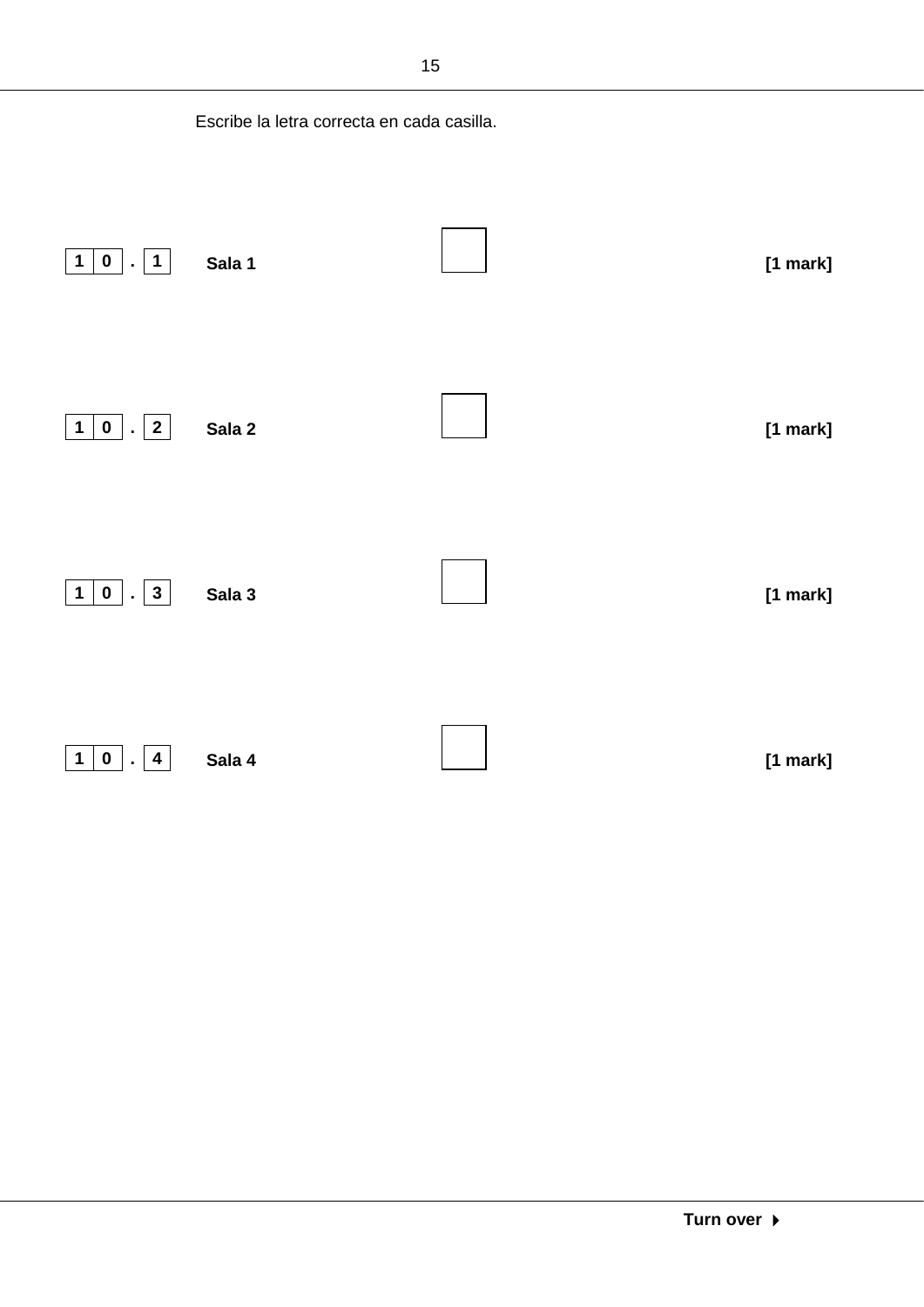Escribe la letra correcta en cada casilla.

**10.1** **Sala 1** [ ] **[1 mark]**

**10.2** **Sala 2** [ ] **[1 mark]**

**10.3** **Sala 3** [ ] **[1 mark]**

**10.4** **Sala 4** [ ] **[1 mark]**

**Turn over ▶**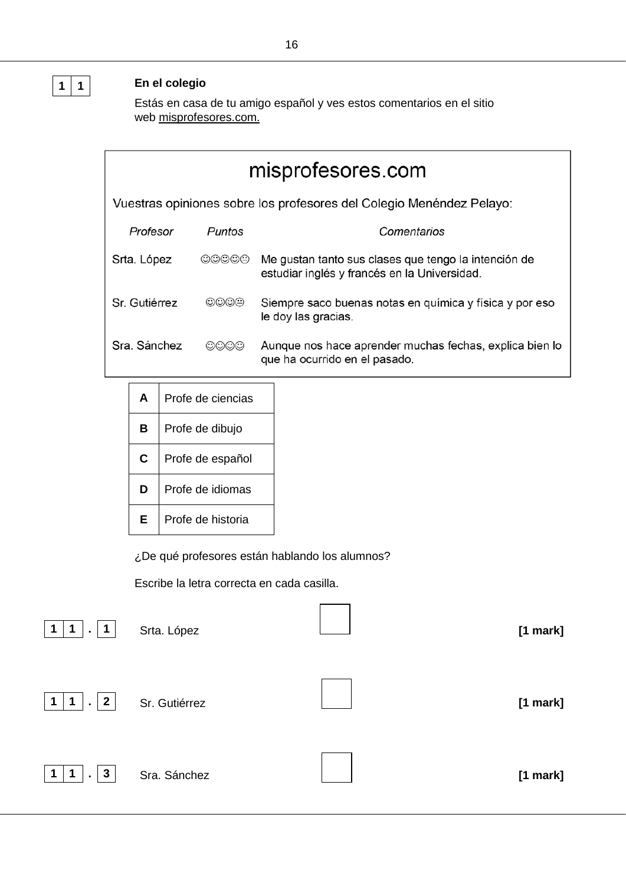## 1 1 En el colegio

Estás en casa de tu amigo español y ves estos comentarios en el sitio web misprofesores.com.

### misprofesores.com

Vuestras opiniones sobre los profesores del Colegio Menéndez Pelayo:

| *Profesor* | *Puntos* | *Comentarios* |
|---|---|---|
| Srta. López | ☺☺☺☺☹ | Me gustan tanto sus clases que tengo la intención de estudiar inglés y francés en la Universidad. |
| Sr. Gutiérrez | ☺☺☺☹ | Siempre saco buenas notas en química y física y por eso le doy las gracias. |
| Sra. Sánchez | ☺☺☺☺ | Aunque nos hace aprender muchas fechas, explica bien lo que ha ocurrido en el pasado. |

| | |
|---|---|
| **A** | Profe de ciencias |
| **B** | Profe de dibujo |
| **C** | Profe de español |
| **D** | Profe de idiomas |
| **E** | Profe de historia |

¿De qué profesores están hablando los alumnos?

Escribe la letra correcta en cada casilla.

**1 1 . 1** Srta. López ☐ **[1 mark]**

**1 1 . 2** Sr. Gutiérrez ☐ **[1 mark]**

**1 1 . 3** Sra. Sánchez ☐ **[1 mark]**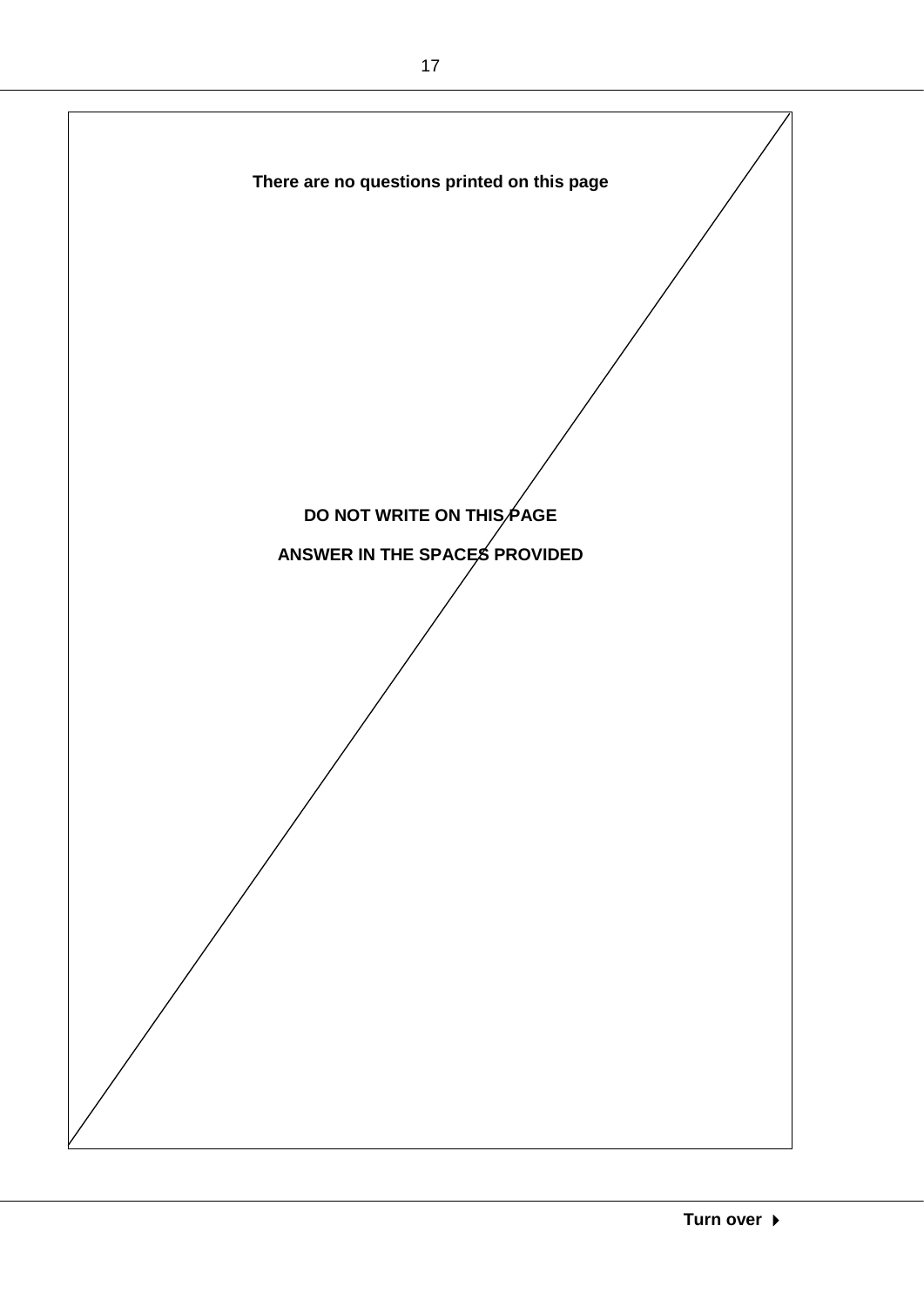**There are no questions printed on this page**

**DO NOT WRITE ON THIS PAGE**

**ANSWER IN THE SPACES PROVIDED**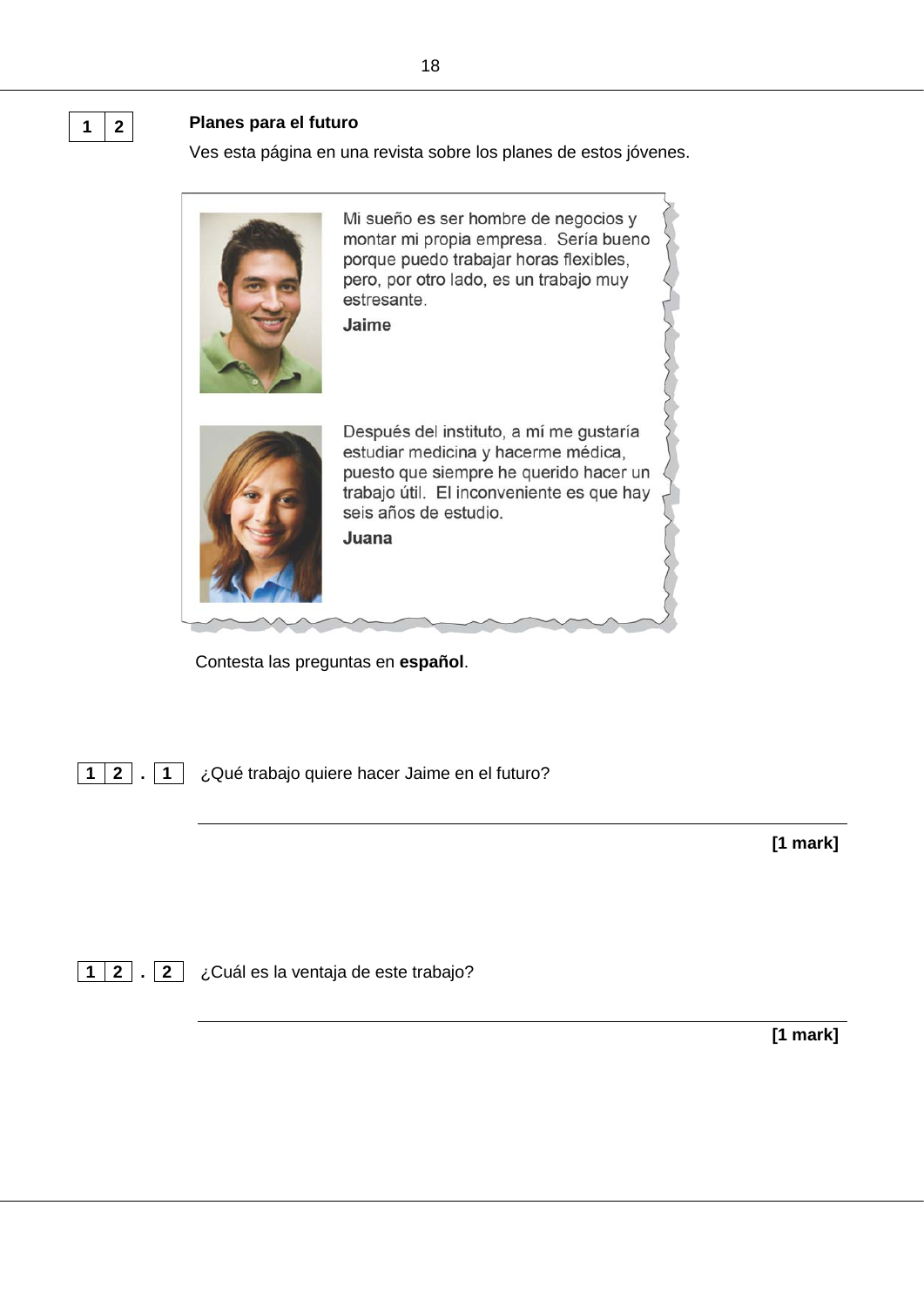## 1 2 Planes para el futuro

Ves esta página en una revista sobre los planes de estos jóvenes.

> Mi sueño es ser hombre de negocios y montar mi propia empresa. Sería bueno porque puedo trabajar horas flexibles, pero, por otro lado, es un trabajo muy estresante.
>
> **Jaime**

> Después del instituto, a mí me gustaría estudiar medicina y hacerme médica, puesto que siempre he querido hacer un trabajo útil. El inconveniente es que hay seis años de estudio.
>
> **Juana**

Contesta las preguntas en **español**.

**1 2 . 1** ¿Qué trabajo quiere hacer Jaime en el futuro?

_______________________________________________

**[1 mark]**

**1 2 . 2** ¿Cuál es la ventaja de este trabajo?

_______________________________________________

**[1 mark]**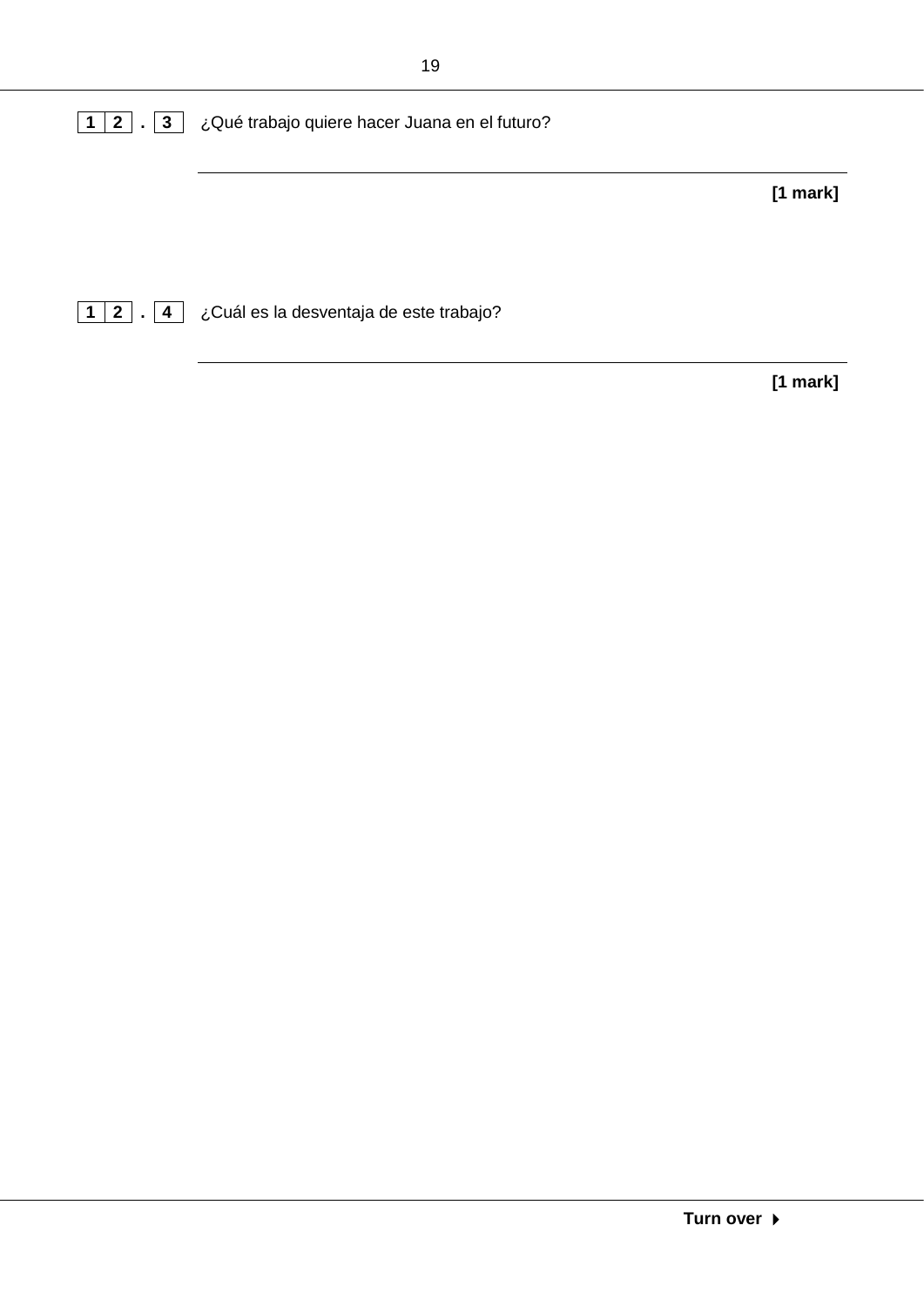**1 2 . 3** ¿Qué trabajo quiere hacer Juana en el futuro?

______________________________________________________________________

**[1 mark]**

**1 2 . 4** ¿Cuál es la desventaja de este trabajo?

______________________________________________________________________

**[1 mark]**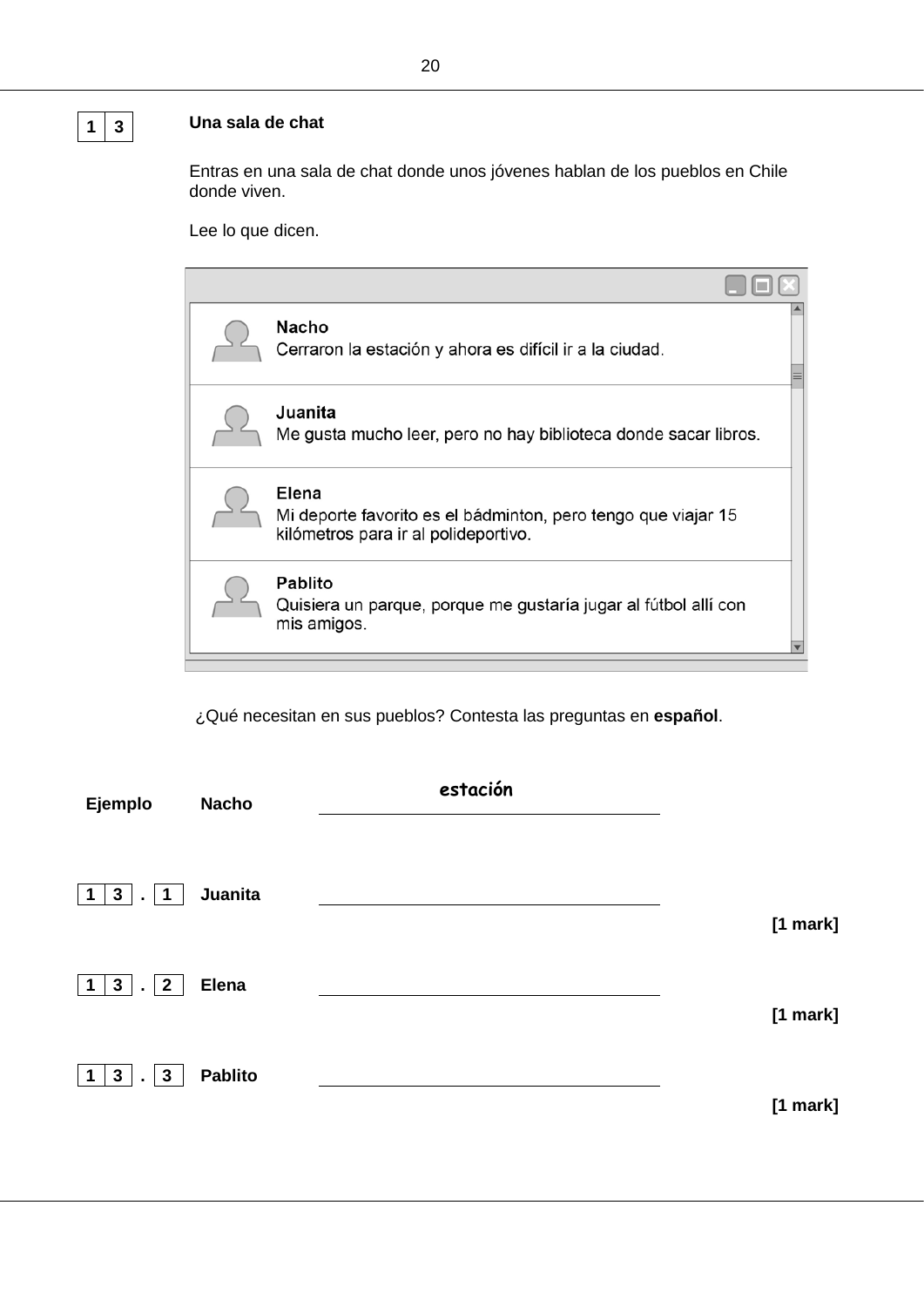**1 3** **Una sala de chat**

Entras en una sala de chat donde unos jóvenes hablan de los pueblos en Chile donde viven.

Lee lo que dicen.

**Nacho**
Cerraron la estación y ahora es difícil ir a la ciudad.

**Juanita**
Me gusta mucho leer, pero no hay biblioteca donde sacar libros.

**Elena**
Mi deporte favorito es el bádminton, pero tengo que viajar 15 kilómetros para ir al polideportivo.

**Pablito**
Quisiera un parque, porque me gustaría jugar al fútbol allí con mis amigos.

¿Qué necesitan en sus pueblos? Contesta las preguntas en **español**.

**Ejemplo** **Nacho** estación

**1 3 . 1** **Juanita** \_\_\_\_\_\_\_\_\_\_\_\_\_\_\_\_\_\_\_\_\_\_\_\_\_\_\_\_\_\_\_\_

**[1 mark]**

**1 3 . 2** **Elena** \_\_\_\_\_\_\_\_\_\_\_\_\_\_\_\_\_\_\_\_\_\_\_\_\_\_\_\_\_\_\_\_

**[1 mark]**

**1 3 . 3** **Pablito** \_\_\_\_\_\_\_\_\_\_\_\_\_\_\_\_\_\_\_\_\_\_\_\_\_\_\_\_\_\_\_\_

**[1 mark]**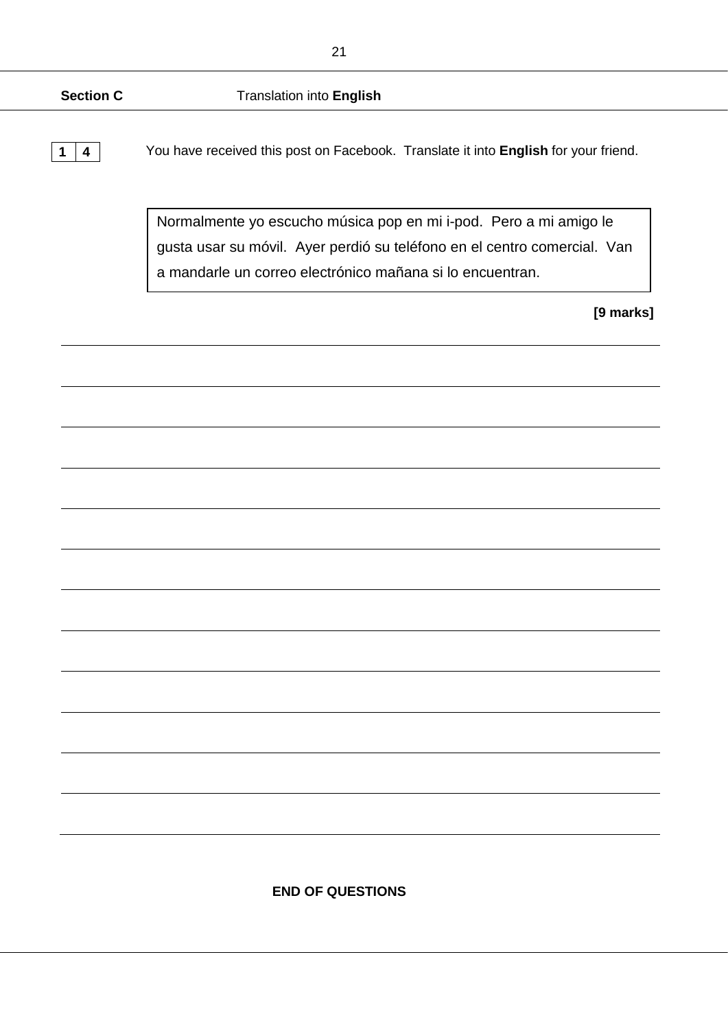**Section C** Translation into **English**

**1 4** You have received this post on Facebook. Translate it into **English** for your friend.

> Normalmente yo escucho música pop en mi i-pod. Pero a mi amigo le gusta usar su móvil. Ayer perdió su teléfono en el centro comercial. Van a mandarle un correo electrónico mañana si lo encuentran.

**[9 marks]**

**END OF QUESTIONS**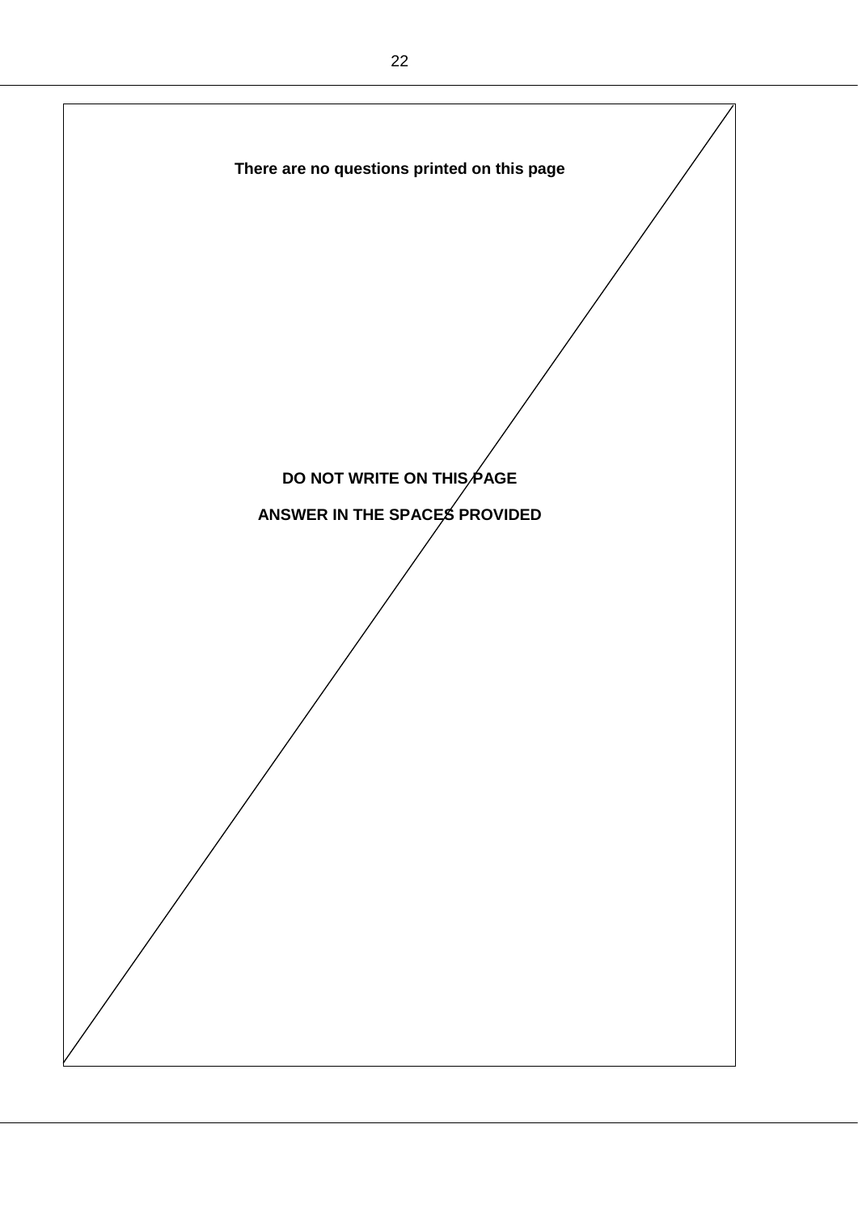**There are no questions printed on this page**

**DO NOT WRITE ON THIS PAGE**

**ANSWER IN THE SPACES PROVIDED**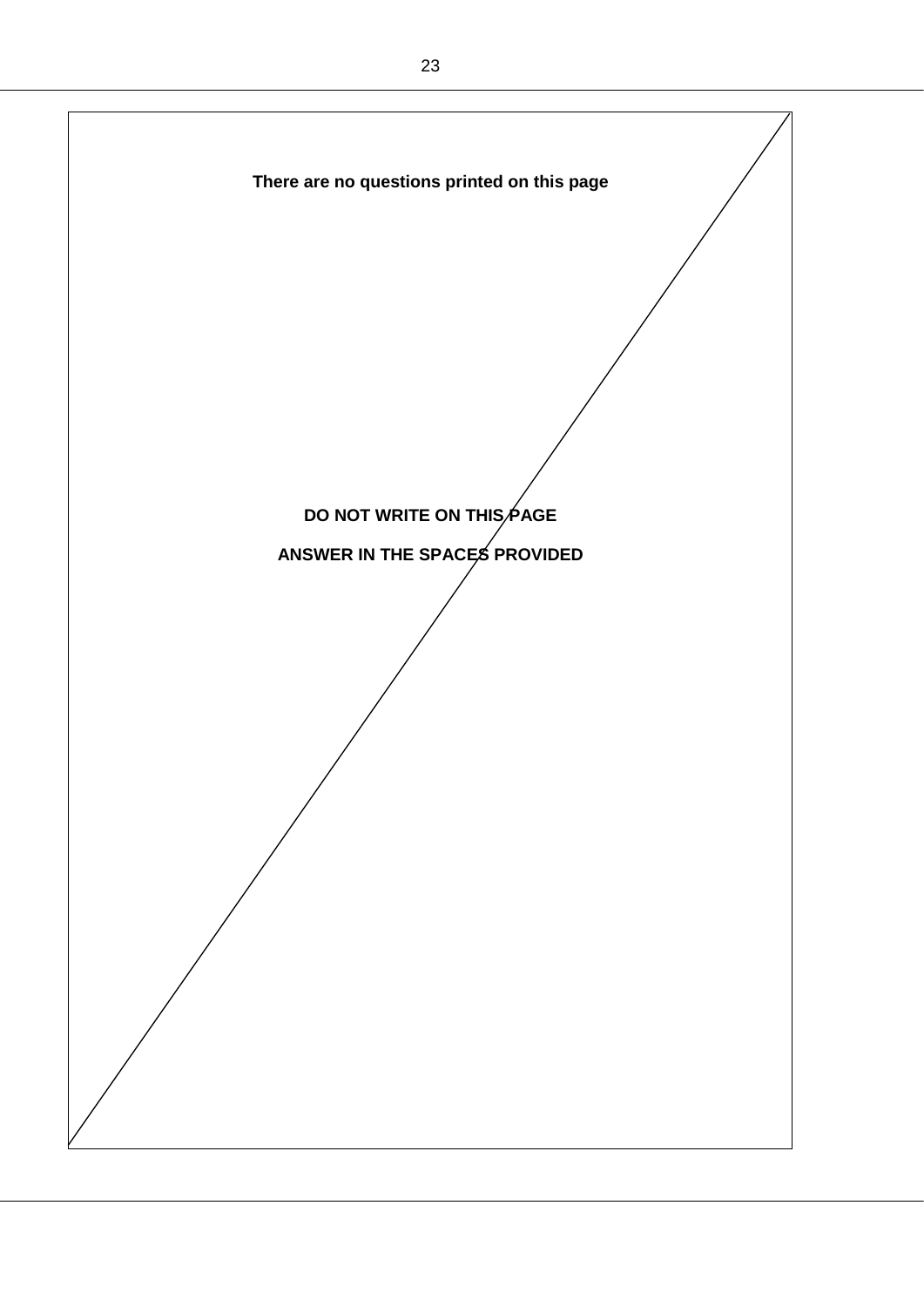**There are no questions printed on this page**

**DO NOT WRITE ON THIS PAGE**

**ANSWER IN THE SPACES PROVIDED**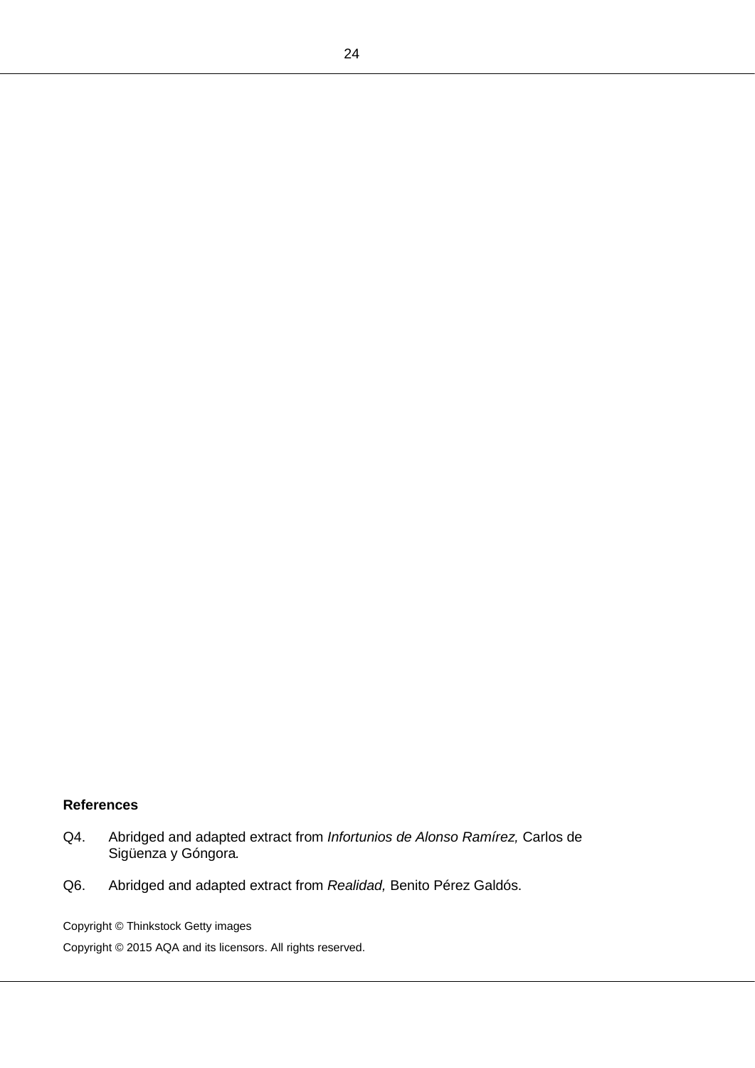**References**

Q4. Abridged and adapted extract from *Infortunios de Alonso Ramírez,* Carlos de Sigüenza y Góngora.

Q6. Abridged and adapted extract from *Realidad,* Benito Pérez Galdós.

Copyright © Thinkstock Getty images

Copyright © 2015 AQA and its licensors. All rights reserved.